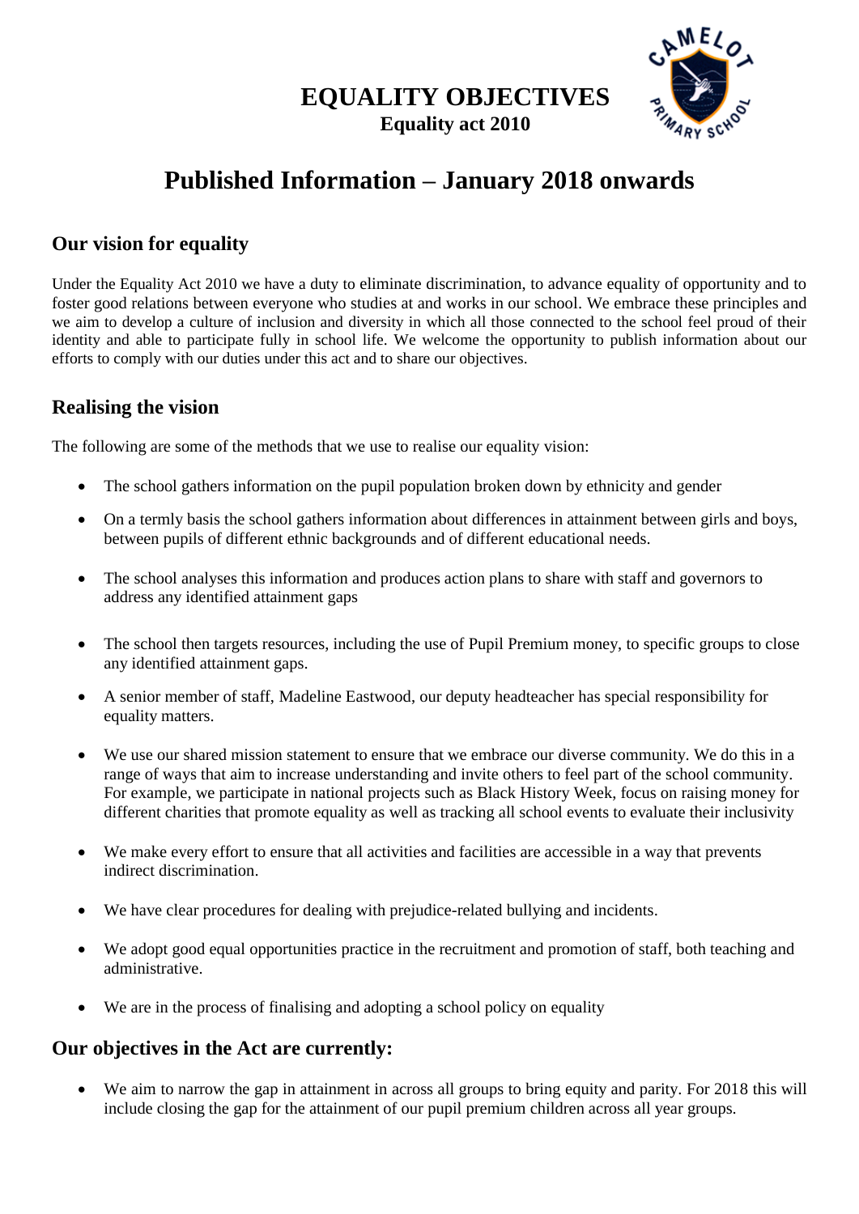# EQUALITY OBJECTIVES

**Equality act 2010**

# Published Information – January 2018 onwards

## Our vision for equality

Under the Equality Act 2010 we have a duty to eliminate discrimination, to advance equality of opportunity and to foster good relations between everyone who studies at and works in our school. We embrace these principles and we aim to develop a culture of inclusion and diversity in which all those connected to the school feel proud of their identity and able to participate fully in school life. We welcome the opportunity to publish information about our efforts to comply with our duties under this act and to share our objectives.

## Realising the vision

The following are some of the methods that we use to realise our equality vision:

- The school gathers information on the pupil population broken down by ethnicity and gender
- On a termly basis the school gathers information about differences in attainment between girls and boys, between pupils of different ethnic backgrounds and of different educational needs.
- The school analyses this information and produces action plans to share with staff and governors to address any identified attainment gaps
- The school then targets resources, including the use of Pupil Premium money, to specific groups to close any identified attainment gaps.
- A senior member of staff, Madeline Eastwood, our deputy headteacher has special responsibility for equality matters.
- We use our shared mission statement to ensure that we embrace our diverse community. We do this in a range of ways that aim to increase understanding and invite others to feel part of the school community. For example, we participate in national projects such as Black History Week, focus on raising money for different charities that promote equality as well as tracking all school events to evaluate their inclusivity
- We make every effort to ensure that all activities and facilities are accessible in a way that prevents indirect discrimination.
- We have clear procedures for dealing with prejudice-related bullying and incidents.
- We adopt good equal opportunities practice in the recruitment and promotion of staff, both teaching and administrative.
- We are in the process of finalising and adopting a school policy on equality

## Our objectives in the Act are currently:

- We aim to narrow the gap in attainment in across all groups to bring equity and parity. For 2018 this will include closing the gap for the attainment of our pupil premium children across all year groups.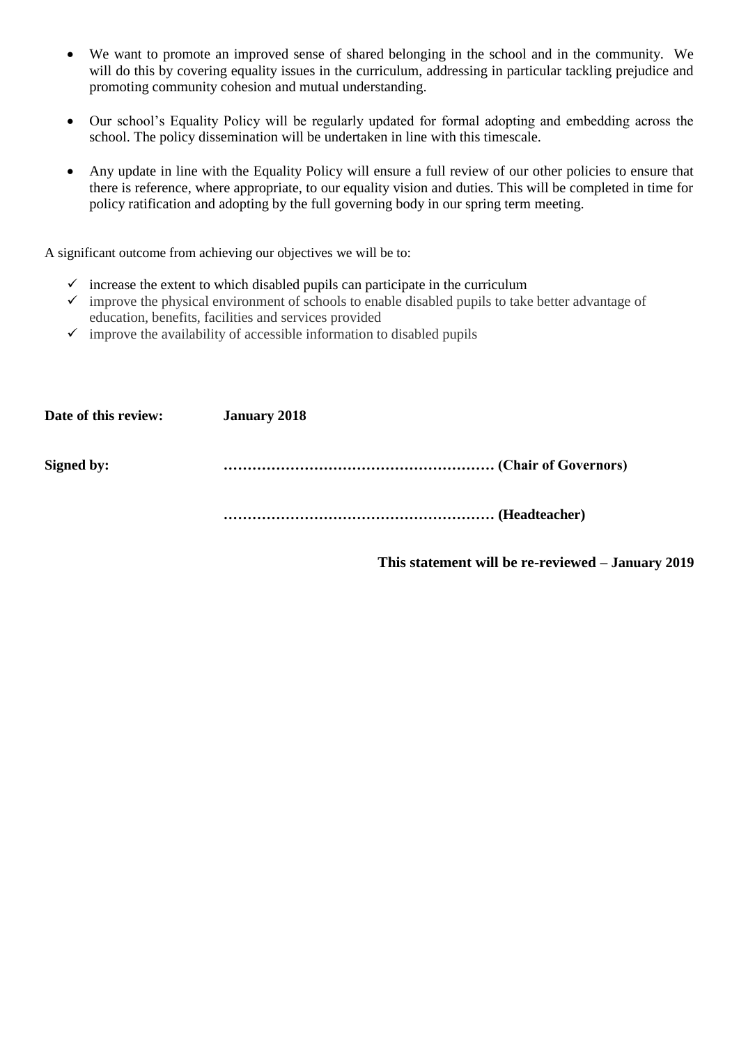- We want to promote an improved sense of shared belonging in the school and in the community. We will do this by covering equality issues in the curriculum, addressing in particular tackling prejudice and promoting community cohesion and mutual understanding.

- Our school's Equality Policy will be regularly updated for formal adopting and embedding across the school. The policy dissemination will be undertaken in line with this timescale.

- Any update in line with the Equality Policy will ensure a full review of our other policies to ensure that there is reference, where appropriate, to our equality vision and duties. This will be completed in time for policy ratification and adopting by the full governing body in our spring term meeting.

A significant outcome from achieving our objectives we will be to:

- ✓ increase the extent to which disabled pupils can participate in the curriculum
- ✓ improve the physical environment of schools to enable disabled pupils to take better advantage of education, benefits, facilities and services provided
- ✓ improve the availability of accessible information to disabled pupils

**Date of this review:** **January 2018**

**Signed by:** **………………………………………………… (Chair of Governors)**

**………………………………………………… (Headteacher)**

**This statement will be re-reviewed – January 2019**